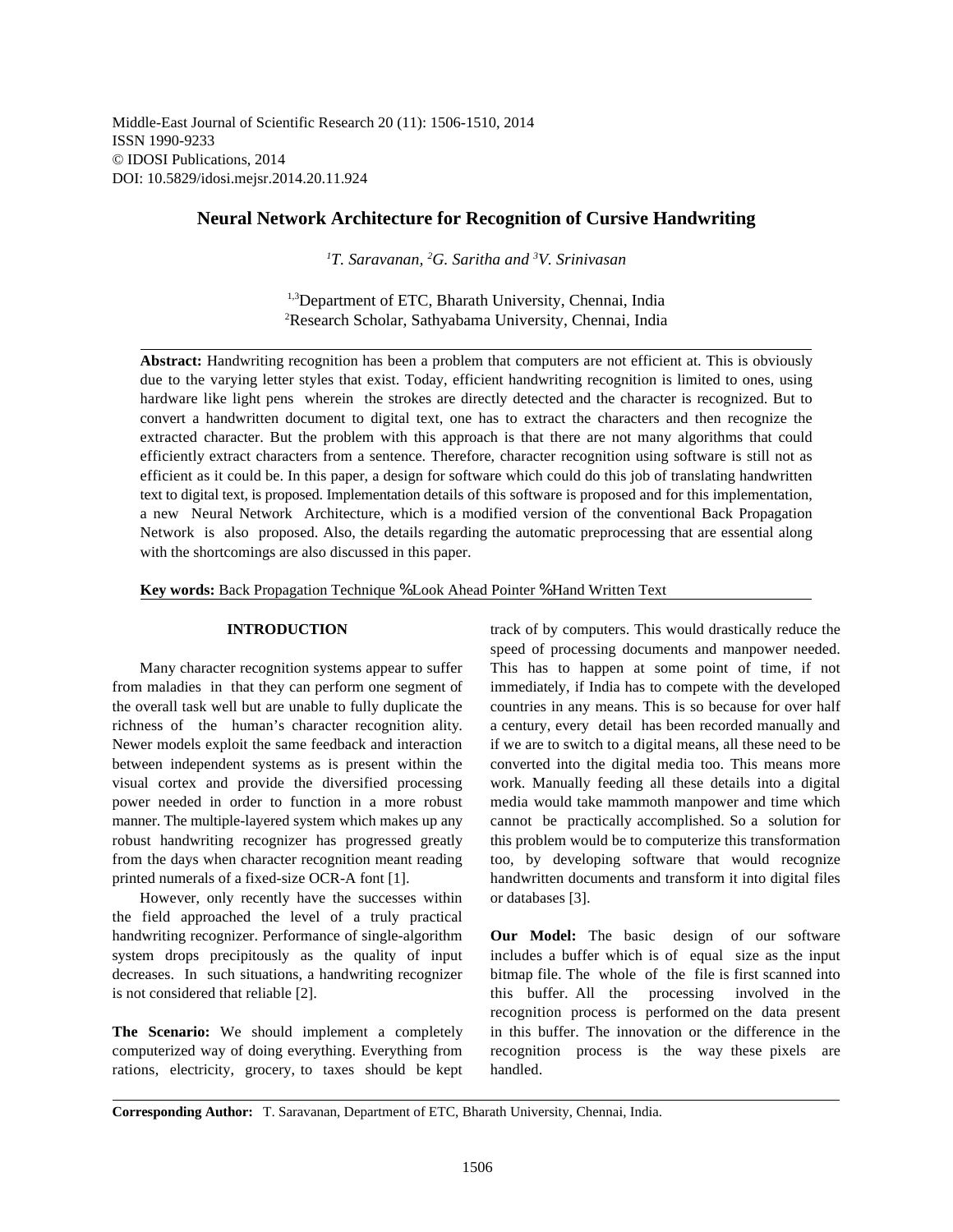Middle-East Journal of Scientific Research 20 (11): 1506-1510, 2014
ISSN 1990-9233
© IDOSI Publications, 2014
DOI: 10.5829/idosi.mejsr.2014.20.11.924

# Neural Network Architecture for Recognition of Cursive Handwriting

*[1]T. Saravanan, [2]G. Saritha and [3]V. Srinivasan*

[1,3]Department of ETC, Bharath University, Chennai, India
[2]Research Scholar, Sathyabama University, Chennai, India

**Abstract:** Handwriting recognition has been a problem that computers are not efficient at. This is obviously due to the varying letter styles that exist. Today, efficient handwriting recognition is limited to ones, using hardware like light pens wherein the strokes are directly detected and the character is recognized. But to convert a handwritten document to digital text, one has to extract the characters and then recognize the extracted character. But the problem with this approach is that there are not many algorithms that could efficiently extract characters from a sentence. Therefore, character recognition using software is still not as efficient as it could be. In this paper, a design for software which could do this job of translating handwritten text to digital text, is proposed. Implementation details of this software is proposed and for this implementation, a new Neural Network Architecture, which is a modified version of the conventional Back Propagation Network is also proposed. Also, the details regarding the automatic preprocessing that are essential along with the shortcomings are also discussed in this paper.

**Key words:** Back Propagation Technique %Look Ahead Pointer %Hand Written Text

## INTRODUCTION

Many character recognition systems appear to suffer from maladies in that they can perform one segment of the overall task well but are unable to fully duplicate the richness of the human's character recognition ality. Newer models exploit the same feedback and interaction between independent systems as is present within the visual cortex and provide the diversified processing power needed in order to function in a more robust manner. The multiple-layered system which makes up any robust handwriting recognizer has progressed greatly from the days when character recognition meant reading printed numerals of a fixed-size OCR-A font [1].

However, only recently have the successes within the field approached the level of a truly practical handwriting recognizer. Performance of single-algorithm system drops precipitously as the quality of input decreases. In such situations, a handwriting recognizer is not considered that reliable [2].

**The Scenario:** We should implement a completely computerized way of doing everything. Everything from rations, electricity, grocery, to taxes should be kept track of by computers. This would drastically reduce the speed of processing documents and manpower needed. This has to happen at some point of time, if not immediately, if India has to compete with the developed countries in any means. This is so because for over half a century, every detail has been recorded manually and if we are to switch to a digital means, all these need to be converted into the digital media too. This means more work. Manually feeding all these details into a digital media would take mammoth manpower and time which cannot be practically accomplished. So a solution for this problem would be to computerize this transformation too, by developing software that would recognize handwritten documents and transform it into digital files or databases [3].

**Our Model:** The basic design of our software includes a buffer which is of equal size as the input bitmap file. The whole of the file is first scanned into this buffer. All the processing involved in the recognition process is performed on the data present in this buffer. The innovation or the difference in the recognition process is the way these pixels are handled.

**Corresponding Author:** T. Saravanan, Department of ETC, Bharath University, Chennai, India.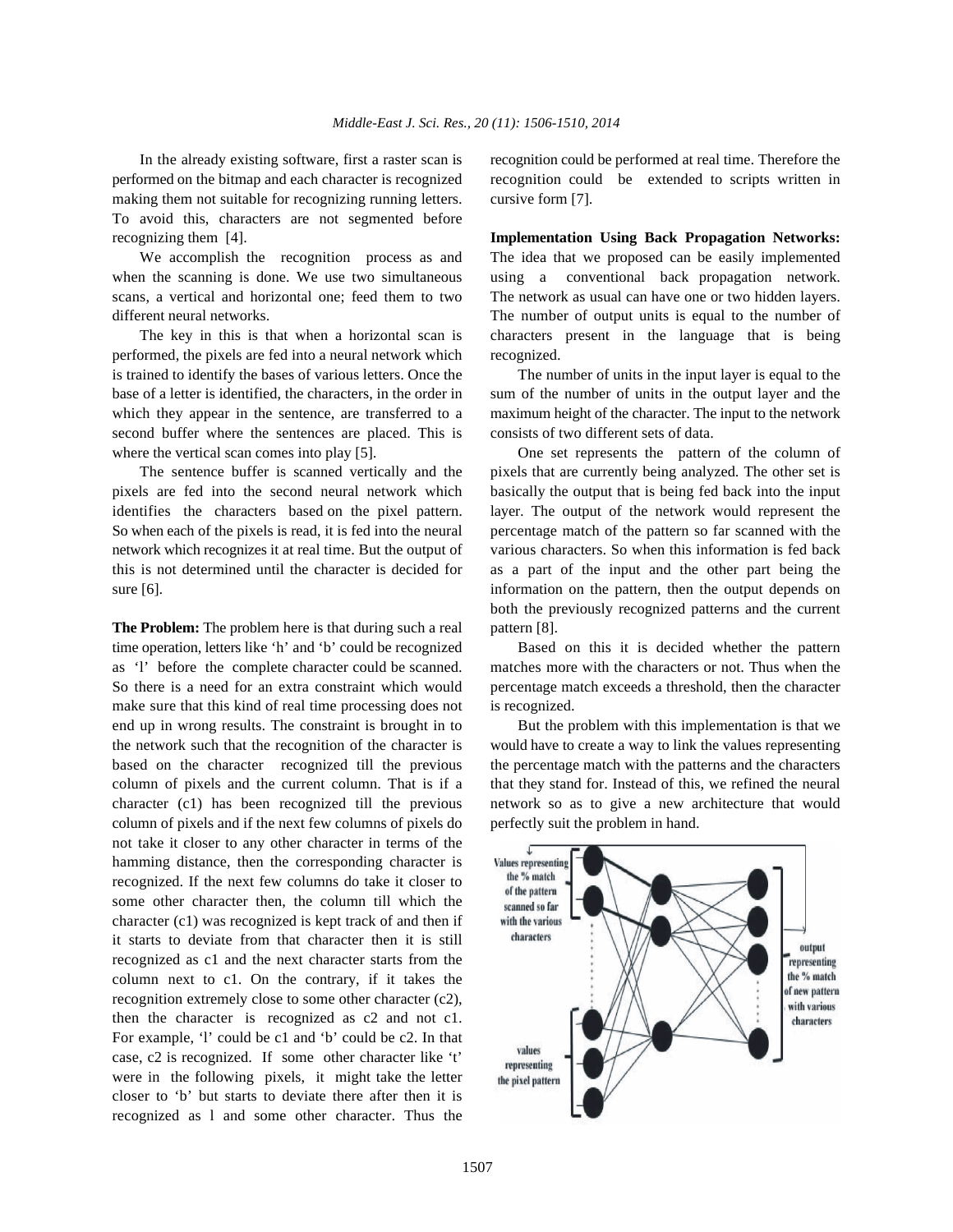In the already existing software, first a raster scan is performed on the bitmap and each character is recognized making them not suitable for recognizing running letters. To avoid this, characters are not segmented before recognizing them [4].

We accomplish the recognition process as and when the scanning is done. We use two simultaneous scans, a vertical and horizontal one; feed them to two different neural networks.

The key in this is that when a horizontal scan is performed, the pixels are fed into a neural network which is trained to identify the bases of various letters. Once the base of a letter is identified, the characters, in the order in which they appear in the sentence, are transferred to a second buffer where the sentences are placed. This is where the vertical scan comes into play [5].

The sentence buffer is scanned vertically and the pixels are fed into the second neural network which identifies the characters based on the pixel pattern. So when each of the pixels is read, it is fed into the neural network which recognizes it at real time. But the output of this is not determined until the character is decided for sure [6].

**The Problem:** The problem here is that during such a real time operation, letters like 'h' and 'b' could be recognized as 'l' before the complete character could be scanned. So there is a need for an extra constraint which would make sure that this kind of real time processing does not end up in wrong results. The constraint is brought in to the network such that the recognition of the character is based on the character recognized till the previous column of pixels and the current column. That is if a character (c1) has been recognized till the previous column of pixels and if the next few columns of pixels do not take it closer to any other character in terms of the hamming distance, then the corresponding character is recognized. If the next few columns do take it closer to some other character then, the column till which the character (c1) was recognized is kept track of and then if it starts to deviate from that character then it is still recognized as c1 and the next character starts from the column next to c1. On the contrary, if it takes the recognition extremely close to some other character (c2), then the character is recognized as c2 and not c1. For example, 'l' could be c1 and 'b' could be c2. In that case, c2 is recognized. If some other character like 't' were in the following pixels, it might take the letter closer to 'b' but starts to deviate there after then it is recognized as l and some other character. Thus the recognition could be performed at real time. Therefore the recognition could be extended to scripts written in cursive form [7].

**Implementation Using Back Propagation Networks:** The idea that we proposed can be easily implemented using a conventional back propagation network. The network as usual can have one or two hidden layers. The number of output units is equal to the number of characters present in the language that is being recognized.

The number of units in the input layer is equal to the sum of the number of units in the output layer and the maximum height of the character. The input to the network consists of two different sets of data.

One set represents the pattern of the column of pixels that are currently being analyzed. The other set is basically the output that is being fed back into the input layer. The output of the network would represent the percentage match of the pattern so far scanned with the various characters. So when this information is fed back as a part of the input and the other part being the information on the pattern, then the output depends on both the previously recognized patterns and the current pattern [8].

Based on this it is decided whether the pattern matches more with the characters or not. Thus when the percentage match exceeds a threshold, then the character is recognized.

But the problem with this implementation is that we would have to create a way to link the values representing the percentage match with the patterns and the characters that they stand for. Instead of this, we refined the neural network so as to give a new architecture that would perfectly suit the problem in hand.

Values representing the % match of the pattern scanned so far with the various characters

values representing the pixel pattern

output representing the % match of new pattern with various characters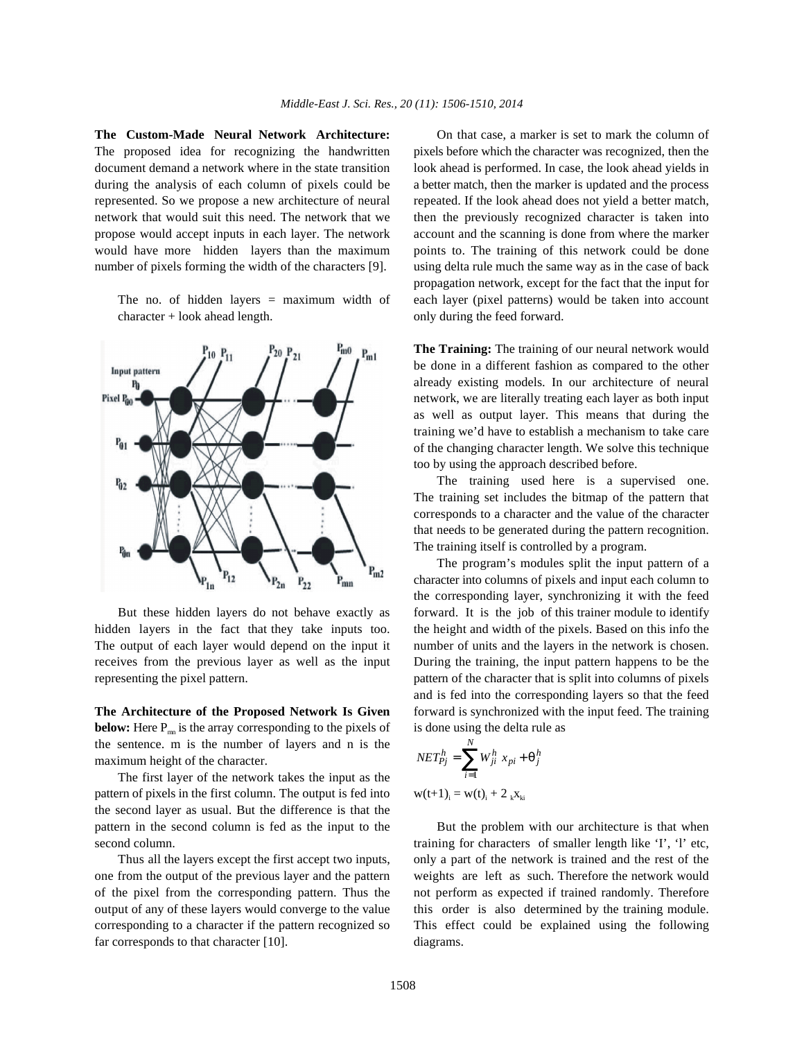**The Custom-Made Neural Network Architecture:** The proposed idea for recognizing the handwritten document demand a network where in the state transition during the analysis of each column of pixels could be represented. So we propose a new architecture of neural network that would suit this need. The network that we propose would accept inputs in each layer. The network would have more hidden layers than the maximum number of pixels forming the width of the characters [9].

The no. of hidden layers = maximum width of character + look ahead length.

But these hidden layers do not behave exactly as hidden layers in the fact that they take inputs too. The output of each layer would depend on the input it receives from the previous layer as well as the input representing the pixel pattern.

**The Architecture of the Proposed Network Is Given below:** Here $P_{mn}$ is the array corresponding to the pixels of the sentence. m is the number of layers and n is the maximum height of the character.

The first layer of the network takes the input as the pattern of pixels in the first column. The output is fed into the second layer as usual. But the difference is that the pattern in the second column is fed as the input to the second column.

Thus all the layers except the first accept two inputs, one from the output of the previous layer and the pattern of the pixel from the corresponding pattern. Thus the output of any of these layers would converge to the value corresponding to a character if the pattern recognized so far corresponds to that character [10].

On that case, a marker is set to mark the column of pixels before which the character was recognized, then the look ahead is performed. In case, the look ahead yields in a better match, then the marker is updated and the process repeated. If the look ahead does not yield a better match, then the previously recognized character is taken into account and the scanning is done from where the marker points to. The training of this network could be done using delta rule much the same way as in the case of back propagation network, except for the fact that the input for each layer (pixel patterns) would be taken into account only during the feed forward.

**The Training:** The training of our neural network would be done in a different fashion as compared to the other already existing models. In our architecture of neural network, we are literally treating each layer as both input as well as output layer. This means that during the training we'd have to establish a mechanism to take care of the changing character length. We solve this technique too by using the approach described before.

The training used here is a supervised one. The training set includes the bitmap of the pattern that corresponds to a character and the value of the character that needs to be generated during the pattern recognition. The training itself is controlled by a program.

The program's modules split the input pattern of a character into columns of pixels and input each column to the corresponding layer, synchronizing it with the feed forward. It is the job of this trainer module to identify the height and width of the pixels. Based on this info the number of units and the layers in the network is chosen. During the training, the input pattern happens to be the pattern of the character that is split into columns of pixels and is fed into the corresponding layers so that the feed forward is synchronized with the input feed. The training is done using the delta rule as

$$NET_{Pj}^{h} = \sum_{i=1}^{N} W_{ji}^{h} x_{pi} + \theta_{j}^{h}$$

$$w(t+1)_i = w(t)_i + 2\ _k x_{ki}$$

But the problem with our architecture is that when training for characters of smaller length like 'I', 'l' etc, only a part of the network is trained and the rest of the weights are left as such. Therefore the network would not perform as expected if trained randomly. Therefore this order is also determined by the training module. This effect could be explained using the following diagrams.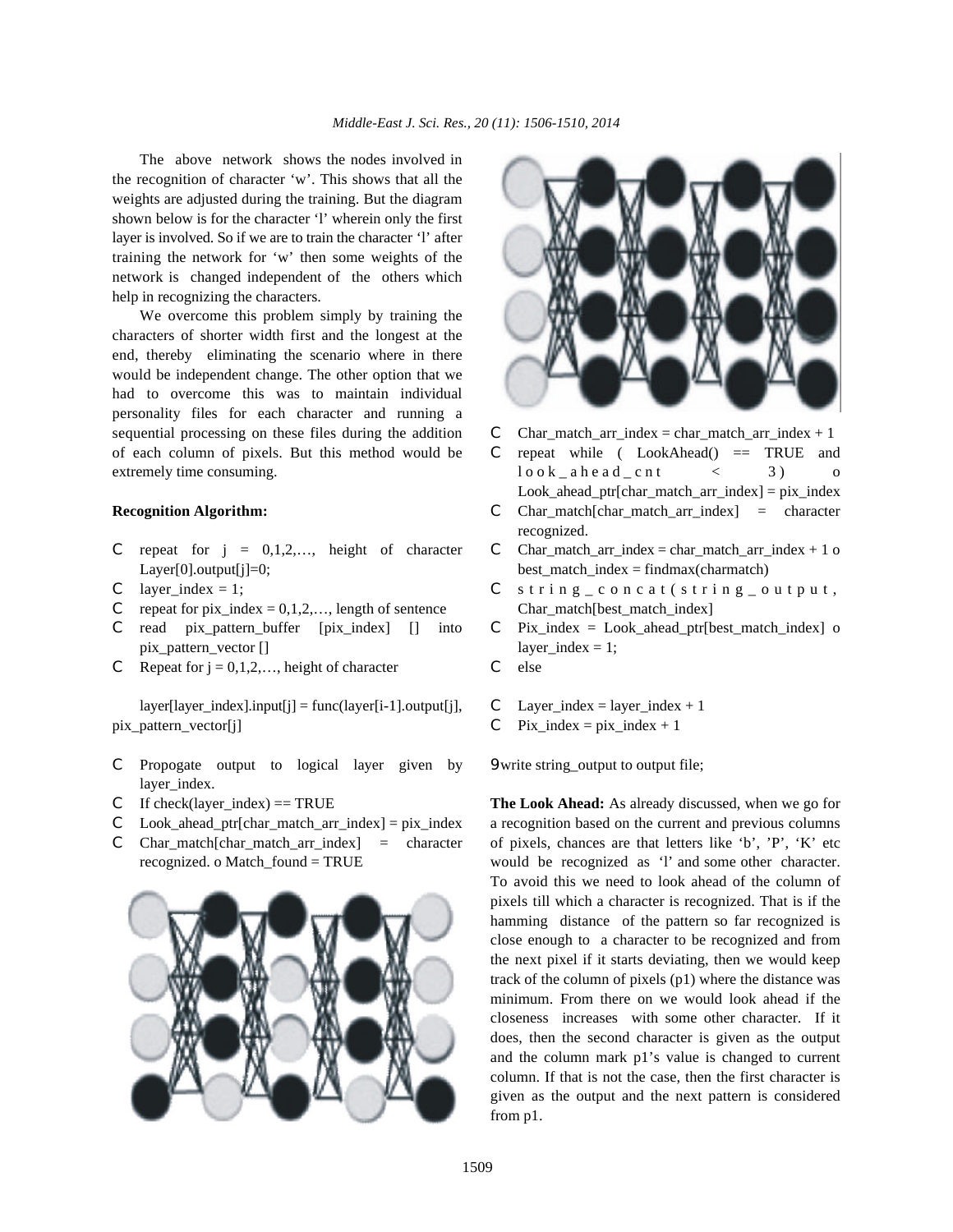The above network shows the nodes involved in the recognition of character ‘w’. This shows that all the weights are adjusted during the training. But the diagram shown below is for the character ‘l’ wherein only the first layer is involved. So if we are to train the character ‘l’ after training the network for ‘w’ then some weights of the network is changed independent of the others which help in recognizing the characters.

We overcome this problem simply by training the characters of shorter width first and the longest at the end, thereby eliminating the scenario where in there would be independent change. The other option that we had to overcome this was to maintain individual personality files for each character and running a sequential processing on these files during the addition of each column of pixels. But this method would be extremely time consuming.

**Recognition Algorithm:**

- repeat for j = 0,1,2,…, height of character Layer[0].output[j]=0;
- layer_index = 1;
- repeat for pix_index = 0,1,2,…, length of sentence
- read pix_pattern_buffer [pix_index] [] into pix_pattern_vector []
- Repeat for j = 0,1,2,…, height of character

layer[layer_index].input[j] = func(layer[i-1].output[j], pix_pattern_vector[j]

- Propogate output to logical layer given by layer_index.
- If check(layer_index) == TRUE
- Look_ahead_ptr[char_match_arr_index] = pix_index
- Char_match[char_match_arr_index] = character recognized. o Match_found = TRUE
- Char_match_arr_index = char_match_arr_index + 1
- repeat while ( LookAhead() == TRUE and look_ahead_cnt < 3) o Look_ahead_ptr[char_match_arr_index] = pix_index
- Char_match[char_match_arr_index] = character recognized.
- Char_match_arr_index = char_match_arr_index + 1 o best_match_index = findmax(charmatch)
- string_concat(string_output, Char_match[best_match_index]
- Pix_index = Look_ahead_ptr[best_match_index] o layer_index = 1;
- else
- Layer_index = layer_index + 1
- Pix_index = pix_index + 1

- write string_output to output file;

**The Look Ahead:** As already discussed, when we go for a recognition based on the current and previous columns of pixels, chances are that letters like ‘b’, ’P’, ‘K’ etc would be recognized as ‘l’ and some other character. To avoid this we need to look ahead of the column of pixels till which a character is recognized. That is if the hamming distance of the pattern so far recognized is close enough to a character to be recognized and from the next pixel if it starts deviating, then we would keep track of the column of pixels (p1) where the distance was minimum. From there on we would look ahead if the closeness increases with some other character. If it does, then the second character is given as the output and the column mark p1’s value is changed to current column. If that is not the case, then the first character is given as the output and the next pattern is considered from p1.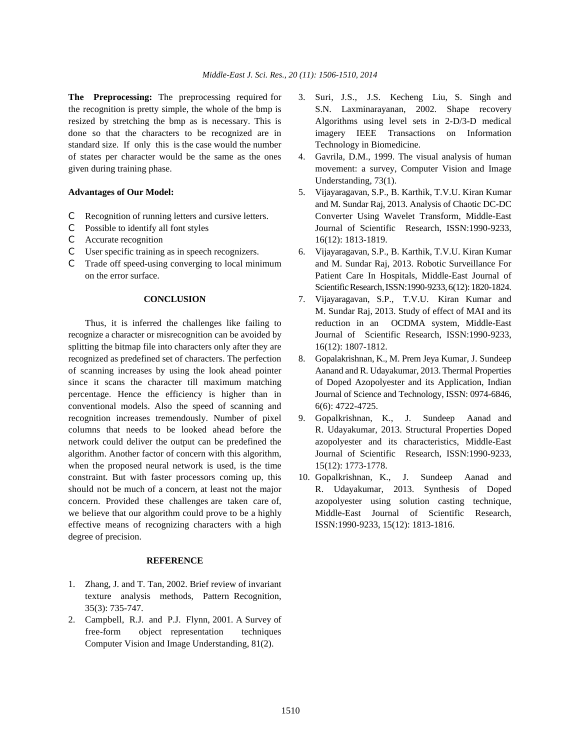**The Preprocessing:** The preprocessing required for the recognition is pretty simple, the whole of the bmp is resized by stretching the bmp as is necessary. This is done so that the characters to be recognized are in standard size. If only this is the case would the number of states per character would be the same as the ones given during training phase.

**Advantages of Our Model:**

- Recognition of running letters and cursive letters.
- Possible to identify all font styles
- Accurate recognition
- User specific training as in speech recognizers.
- Trade off speed-using converging to local minimum on the error surface.

## CONCLUSION

Thus, it is inferred the challenges like failing to recognize a character or misrecognition can be avoided by splitting the bitmap file into characters only after they are recognized as predefined set of characters. The perfection of scanning increases by using the look ahead pointer since it scans the character till maximum matching percentage. Hence the efficiency is higher than in conventional models. Also the speed of scanning and recognition increases tremendously. Number of pixel columns that needs to be looked ahead before the network could deliver the output can be predefined the algorithm. Another factor of concern with this algorithm, when the proposed neural network is used, is the time constraint. But with faster processors coming up, this should not be much of a concern, at least not the major concern. Provided these challenges are taken care of, we believe that our algorithm could prove to be a highly effective means of recognizing characters with a high degree of precision.

## REFERENCE

1. Zhang, J. and T. Tan, 2002. Brief review of invariant texture analysis methods, Pattern Recognition, 35(3): 735-747.
2. Campbell, R.J. and P.J. Flynn, 2001. A Survey of free-form object representation techniques Computer Vision and Image Understanding, 81(2).
3. Suri, J.S., J.S. Kecheng Liu, S. Singh and S.N. Laxminarayanan, 2002. Shape recovery Algorithms using level sets in 2-D/3-D medical imagery IEEE Transactions on Information Technology in Biomedicine.
4. Gavrila, D.M., 1999. The visual analysis of human movement: a survey, Computer Vision and Image Understanding, 73(1).
5. Vijayaragavan, S.P., B. Karthik, T.V.U. Kiran Kumar and M. Sundar Raj, 2013. Analysis of Chaotic DC-DC Converter Using Wavelet Transform, Middle-East Journal of Scientific Research, ISSN:1990-9233, 16(12): 1813-1819.
6. Vijayaragavan, S.P., B. Karthik, T.V.U. Kiran Kumar and M. Sundar Raj, 2013. Robotic Surveillance For Patient Care In Hospitals, Middle-East Journal of Scientific Research, ISSN:1990-9233, 6(12): 1820-1824.
7. Vijayaragavan, S.P., T.V.U. Kiran Kumar and M. Sundar Raj, 2013. Study of effect of MAI and its reduction in an OCDMA system, Middle-East Journal of Scientific Research, ISSN:1990-9233, 16(12): 1807-1812.
8. Gopalakrishnan, K., M. Prem Jeya Kumar, J. Sundeep Aanand and R. Udayakumar, 2013. Thermal Properties of Doped Azopolyester and its Application, Indian Journal of Science and Technology, ISSN: 0974-6846, 6(6): 4722-4725.
9. Gopalkrishnan, K., J. Sundeep Aanad and R. Udayakumar, 2013. Structural Properties Doped azopolyester and its characteristics, Middle-East Journal of Scientific Research, ISSN:1990-9233, 15(12): 1773-1778.
10. Gopalkrishnan, K., J. Sundeep Aanad and R. Udayakumar, 2013. Synthesis of Doped azopolyester using solution casting technique, Middle-East Journal of Scientific Research, ISSN:1990-9233, 15(12): 1813-1816.